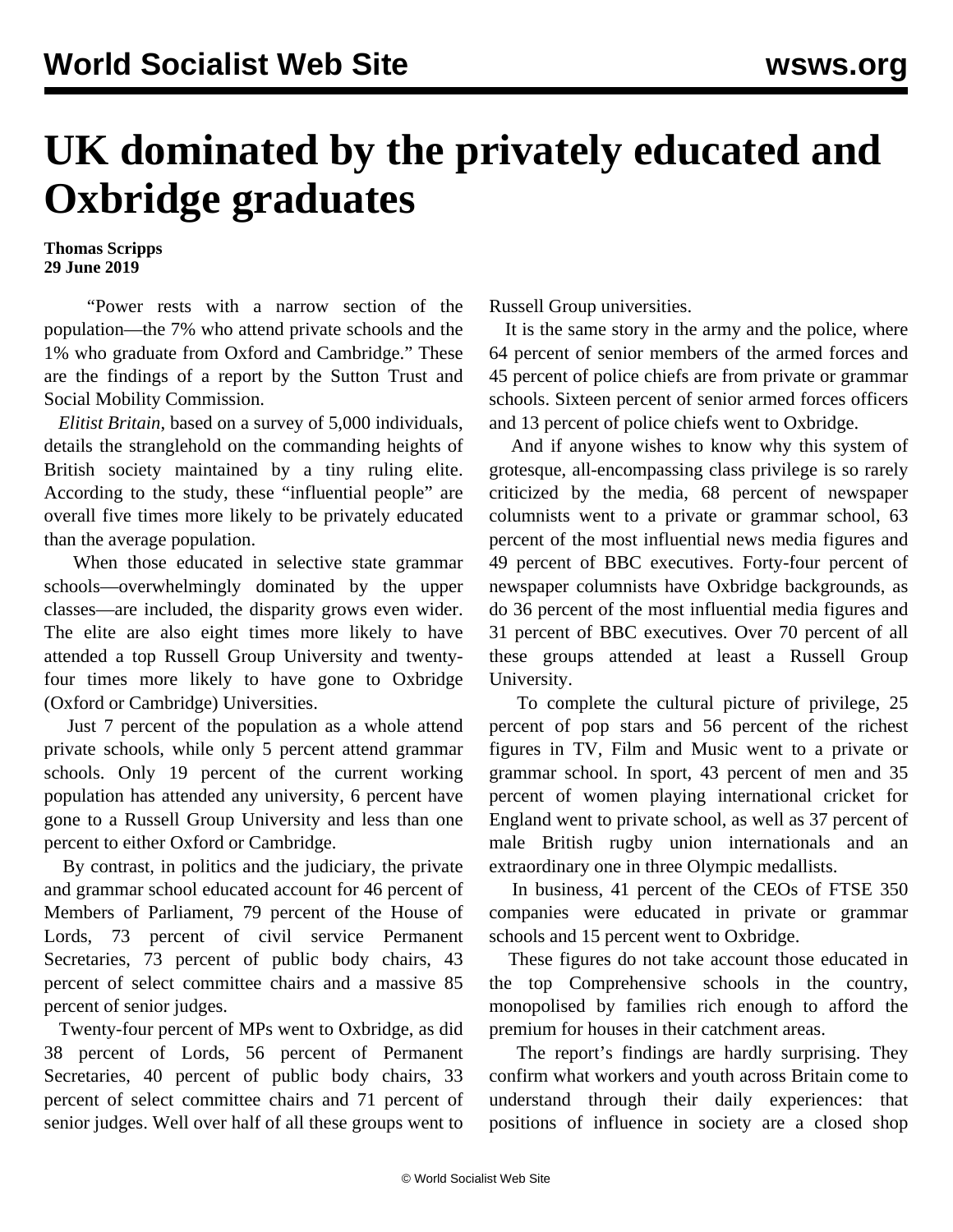# UK dominated by the privately educated and Oxbridge graduates

**Thomas Scripps**
**29 June 2019**

"Power rests with a narrow section of the population—the 7% who attend private schools and the 1% who graduate from Oxford and Cambridge." These are the findings of a report by the Sutton Trust and Social Mobility Commission.

*Elitist Britain*, based on a survey of 5,000 individuals, details the stranglehold on the commanding heights of British society maintained by a tiny ruling elite. According to the study, these "influential people" are overall five times more likely to be privately educated than the average population.

When those educated in selective state grammar schools—overwhelmingly dominated by the upper classes—are included, the disparity grows even wider. The elite are also eight times more likely to have attended a top Russell Group University and twenty-four times more likely to have gone to Oxbridge (Oxford or Cambridge) Universities.

Just 7 percent of the population as a whole attend private schools, while only 5 percent attend grammar schools. Only 19 percent of the current working population has attended any university, 6 percent have gone to a Russell Group University and less than one percent to either Oxford or Cambridge.

By contrast, in politics and the judiciary, the private and grammar school educated account for 46 percent of Members of Parliament, 79 percent of the House of Lords, 73 percent of civil service Permanent Secretaries, 73 percent of public body chairs, 43 percent of select committee chairs and a massive 85 percent of senior judges.

Twenty-four percent of MPs went to Oxbridge, as did 38 percent of Lords, 56 percent of Permanent Secretaries, 40 percent of public body chairs, 33 percent of select committee chairs and 71 percent of senior judges. Well over half of all these groups went to Russell Group universities.

It is the same story in the army and the police, where 64 percent of senior members of the armed forces and 45 percent of police chiefs are from private or grammar schools. Sixteen percent of senior armed forces officers and 13 percent of police chiefs went to Oxbridge.

And if anyone wishes to know why this system of grotesque, all-encompassing class privilege is so rarely criticized by the media, 68 percent of newspaper columnists went to a private or grammar school, 63 percent of the most influential news media figures and 49 percent of BBC executives. Forty-four percent of newspaper columnists have Oxbridge backgrounds, as do 36 percent of the most influential media figures and 31 percent of BBC executives. Over 70 percent of all these groups attended at least a Russell Group University.

To complete the cultural picture of privilege, 25 percent of pop stars and 56 percent of the richest figures in TV, Film and Music went to a private or grammar school. In sport, 43 percent of men and 35 percent of women playing international cricket for England went to private school, as well as 37 percent of male British rugby union internationals and an extraordinary one in three Olympic medallists.

In business, 41 percent of the CEOs of FTSE 350 companies were educated in private or grammar schools and 15 percent went to Oxbridge.

These figures do not take account those educated in the top Comprehensive schools in the country, monopolised by families rich enough to afford the premium for houses in their catchment areas.

The report's findings are hardly surprising. They confirm what workers and youth across Britain come to understand through their daily experiences: that positions of influence in society are a closed shop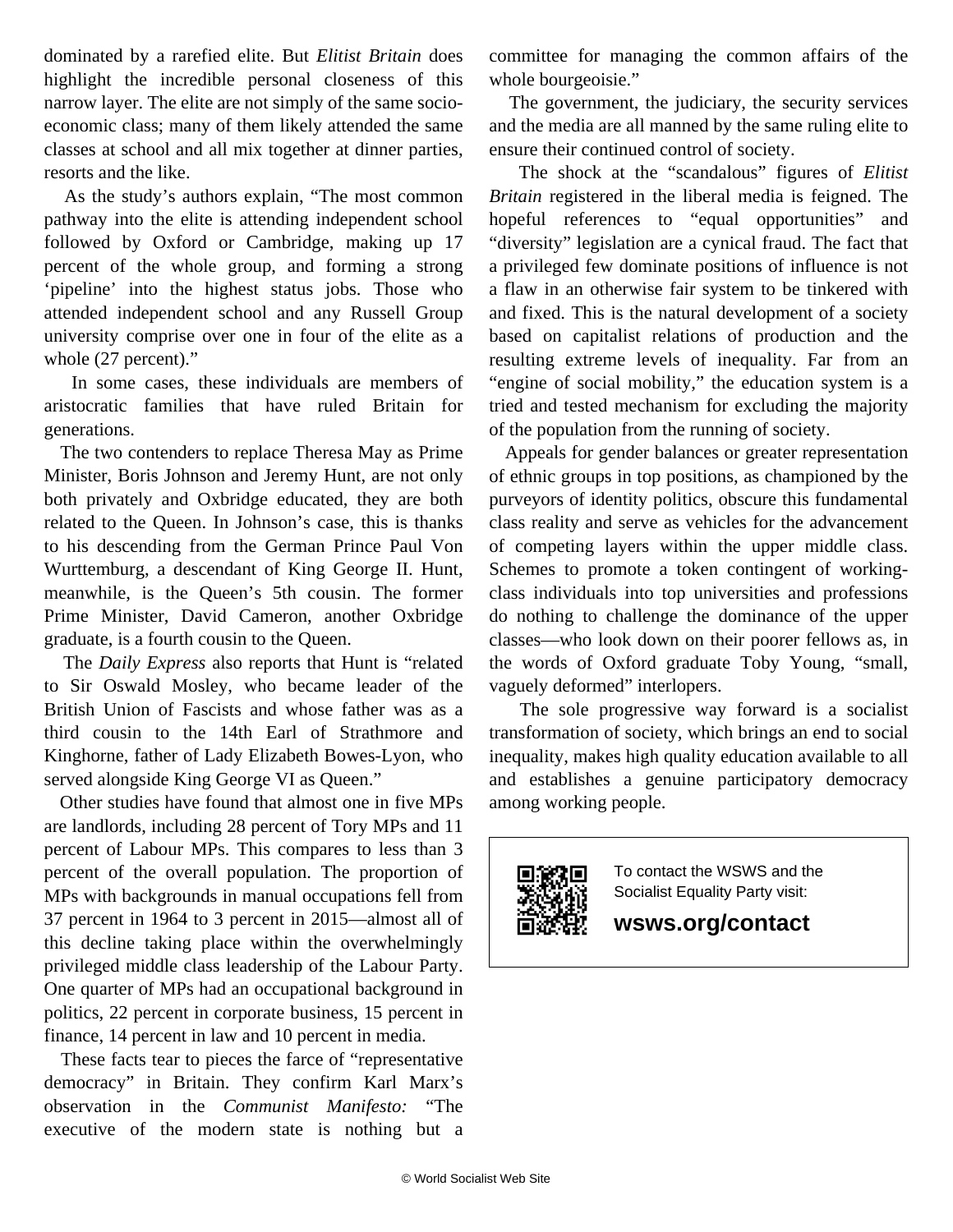dominated by a rarefied elite. But *Elitist Britain* does highlight the incredible personal closeness of this narrow layer. The elite are not simply of the same socio-economic class; many of them likely attended the same classes at school and all mix together at dinner parties, resorts and the like.

As the study's authors explain, "The most common pathway into the elite is attending independent school followed by Oxford or Cambridge, making up 17 percent of the whole group, and forming a strong 'pipeline' into the highest status jobs. Those who attended independent school and any Russell Group university comprise over one in four of the elite as a whole (27 percent)."

In some cases, these individuals are members of aristocratic families that have ruled Britain for generations.

The two contenders to replace Theresa May as Prime Minister, Boris Johnson and Jeremy Hunt, are not only both privately and Oxbridge educated, they are both related to the Queen. In Johnson's case, this is thanks to his descending from the German Prince Paul Von Wurttemburg, a descendant of King George II. Hunt, meanwhile, is the Queen's 5th cousin. The former Prime Minister, David Cameron, another Oxbridge graduate, is a fourth cousin to the Queen.

The *Daily Express* also reports that Hunt is "related to Sir Oswald Mosley, who became leader of the British Union of Fascists and whose father was as a third cousin to the 14th Earl of Strathmore and Kinghorne, father of Lady Elizabeth Bowes-Lyon, who served alongside King George VI as Queen."

Other studies have found that almost one in five MPs are landlords, including 28 percent of Tory MPs and 11 percent of Labour MPs. This compares to less than 3 percent of the overall population. The proportion of MPs with backgrounds in manual occupations fell from 37 percent in 1964 to 3 percent in 2015—almost all of this decline taking place within the overwhelmingly privileged middle class leadership of the Labour Party. One quarter of MPs had an occupational background in politics, 22 percent in corporate business, 15 percent in finance, 14 percent in law and 10 percent in media.

These facts tear to pieces the farce of "representative democracy" in Britain. They confirm Karl Marx's observation in the *Communist Manifesto:* "The executive of the modern state is nothing but a committee for managing the common affairs of the whole bourgeoisie."

The government, the judiciary, the security services and the media are all manned by the same ruling elite to ensure their continued control of society.

The shock at the "scandalous" figures of *Elitist Britain* registered in the liberal media is feigned. The hopeful references to "equal opportunities" and "diversity" legislation are a cynical fraud. The fact that a privileged few dominate positions of influence is not a flaw in an otherwise fair system to be tinkered with and fixed. This is the natural development of a society based on capitalist relations of production and the resulting extreme levels of inequality. Far from an "engine of social mobility," the education system is a tried and tested mechanism for excluding the majority of the population from the running of society.

Appeals for gender balances or greater representation of ethnic groups in top positions, as championed by the purveyors of identity politics, obscure this fundamental class reality and serve as vehicles for the advancement of competing layers within the upper middle class. Schemes to promote a token contingent of working-class individuals into top universities and professions do nothing to challenge the dominance of the upper classes—who look down on their poorer fellows as, in the words of Oxford graduate Toby Young, "small, vaguely deformed" interlopers.

The sole progressive way forward is a socialist transformation of society, which brings an end to social inequality, makes high quality education available to all and establishes a genuine participatory democracy among working people.

To contact the WSWS and the Socialist Equality Party visit:

**wsws.org/contact**